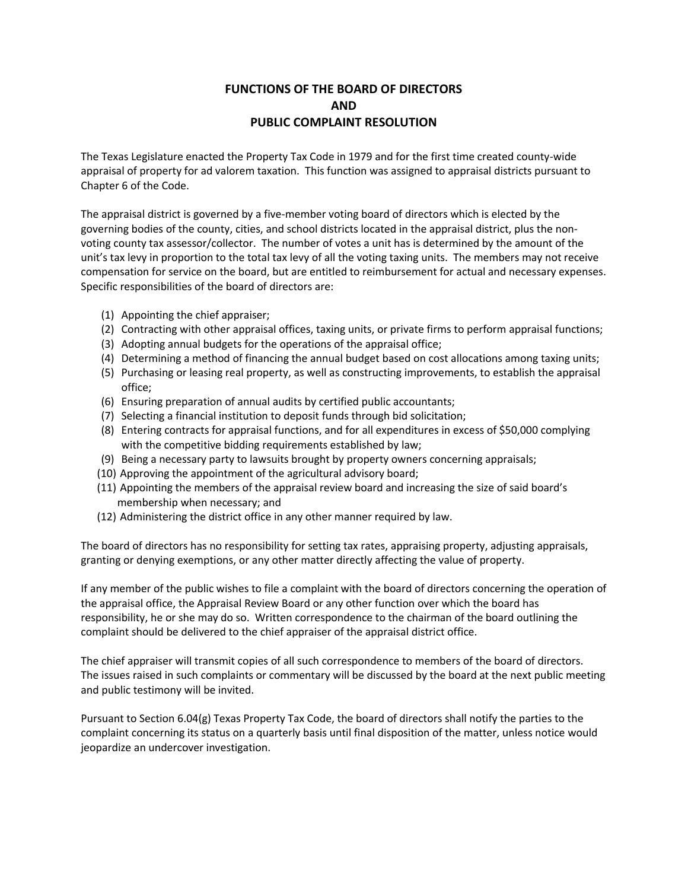# FUNCTIONS OF THE BOARD OF DIRECTORS AND PUBLIC COMPLAINT RESOLUTION

The Texas Legislature enacted the Property Tax Code in 1979 and for the first time created county-wide appraisal of property for ad valorem taxation. This function was assigned to appraisal districts pursuant to Chapter 6 of the Code.

The appraisal district is governed by a five-member voting board of directors which is elected by the governing bodies of the county, cities, and school districts located in the appraisal district, plus the non-voting county tax assessor/collector. The number of votes a unit has is determined by the amount of the unit's tax levy in proportion to the total tax levy of all the voting taxing units. The members may not receive compensation for service on the board, but are entitled to reimbursement for actual and necessary expenses. Specific responsibilities of the board of directors are:

(1) Appointing the chief appraiser;
(2) Contracting with other appraisal offices, taxing units, or private firms to perform appraisal functions;
(3) Adopting annual budgets for the operations of the appraisal office;
(4) Determining a method of financing the annual budget based on cost allocations among taxing units;
(5) Purchasing or leasing real property, as well as constructing improvements, to establish the appraisal office;
(6) Ensuring preparation of annual audits by certified public accountants;
(7) Selecting a financial institution to deposit funds through bid solicitation;
(8) Entering contracts for appraisal functions, and for all expenditures in excess of $50,000 complying with the competitive bidding requirements established by law;
(9) Being a necessary party to lawsuits brought by property owners concerning appraisals;
(10) Approving the appointment of the agricultural advisory board;
(11) Appointing the members of the appraisal review board and increasing the size of said board's membership when necessary; and
(12) Administering the district office in any other manner required by law.

The board of directors has no responsibility for setting tax rates, appraising property, adjusting appraisals, granting or denying exemptions, or any other matter directly affecting the value of property.

If any member of the public wishes to file a complaint with the board of directors concerning the operation of the appraisal office, the Appraisal Review Board or any other function over which the board has responsibility, he or she may do so. Written correspondence to the chairman of the board outlining the complaint should be delivered to the chief appraiser of the appraisal district office.

The chief appraiser will transmit copies of all such correspondence to members of the board of directors. The issues raised in such complaints or commentary will be discussed by the board at the next public meeting and public testimony will be invited.

Pursuant to Section 6.04(g) Texas Property Tax Code, the board of directors shall notify the parties to the complaint concerning its status on a quarterly basis until final disposition of the matter, unless notice would jeopardize an undercover investigation.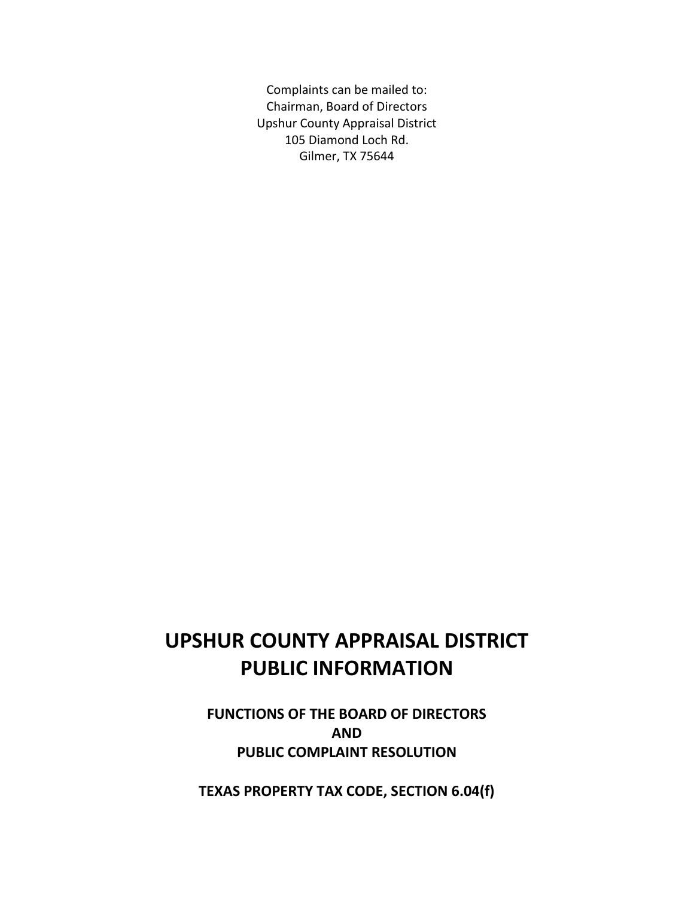Complaints can be mailed to:
Chairman, Board of Directors
Upshur County Appraisal District
105 Diamond Loch Rd.
Gilmer, TX 75644

# UPSHUR COUNTY APPRAISAL DISTRICT PUBLIC INFORMATION

## FUNCTIONS OF THE BOARD OF DIRECTORS AND PUBLIC COMPLAINT RESOLUTION

## TEXAS PROPERTY TAX CODE, SECTION 6.04(f)